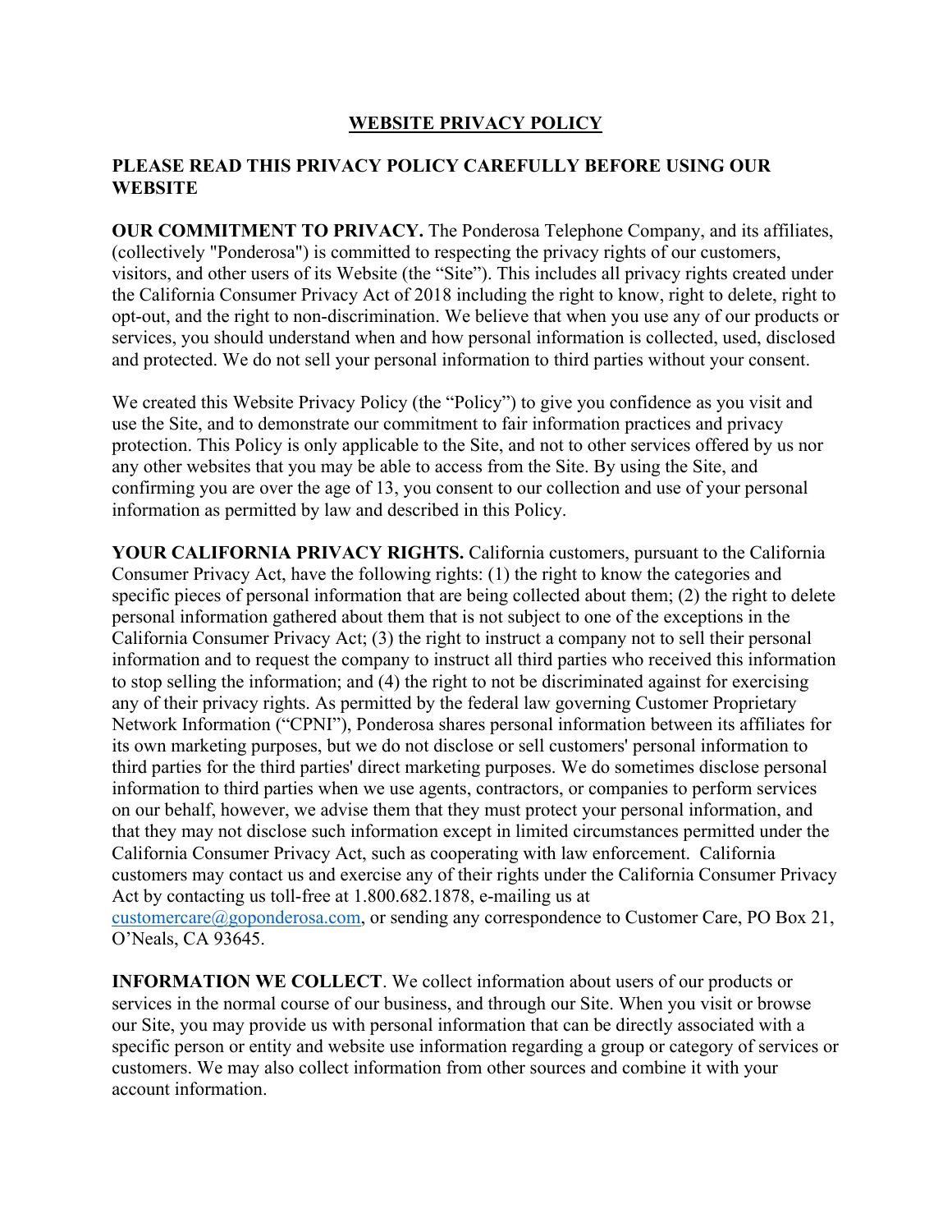# WEBSITE PRIVACY POLICY

## PLEASE READ THIS PRIVACY POLICY CAREFULLY BEFORE USING OUR WEBSITE

**OUR COMMITMENT TO PRIVACY.** The Ponderosa Telephone Company, and its affiliates, (collectively "Ponderosa") is committed to respecting the privacy rights of our customers, visitors, and other users of its Website (the "Site"). This includes all privacy rights created under the California Consumer Privacy Act of 2018 including the right to know, right to delete, right to opt-out, and the right to non-discrimination. We believe that when you use any of our products or services, you should understand when and how personal information is collected, used, disclosed and protected. We do not sell your personal information to third parties without your consent.

We created this Website Privacy Policy (the "Policy") to give you confidence as you visit and use the Site, and to demonstrate our commitment to fair information practices and privacy protection. This Policy is only applicable to the Site, and not to other services offered by us nor any other websites that you may be able to access from the Site. By using the Site, and confirming you are over the age of 13, you consent to our collection and use of your personal information as permitted by law and described in this Policy.

**YOUR CALIFORNIA PRIVACY RIGHTS.** California customers, pursuant to the California Consumer Privacy Act, have the following rights: (1) the right to know the categories and specific pieces of personal information that are being collected about them; (2) the right to delete personal information gathered about them that is not subject to one of the exceptions in the California Consumer Privacy Act; (3) the right to instruct a company not to sell their personal information and to request the company to instruct all third parties who received this information to stop selling the information; and (4) the right to not be discriminated against for exercising any of their privacy rights. As permitted by the federal law governing Customer Proprietary Network Information ("CPNI"), Ponderosa shares personal information between its affiliates for its own marketing purposes, but we do not disclose or sell customers' personal information to third parties for the third parties' direct marketing purposes. We do sometimes disclose personal information to third parties when we use agents, contractors, or companies to perform services on our behalf, however, we advise them that they must protect your personal information, and that they may not disclose such information except in limited circumstances permitted under the California Consumer Privacy Act, such as cooperating with law enforcement. California customers may contact us and exercise any of their rights under the California Consumer Privacy Act by contacting us toll-free at 1.800.682.1878, e-mailing us at customercare@goponderosa.com, or sending any correspondence to Customer Care, PO Box 21, O'Neals, CA 93645.

**INFORMATION WE COLLECT**. We collect information about users of our products or services in the normal course of our business, and through our Site. When you visit or browse our Site, you may provide us with personal information that can be directly associated with a specific person or entity and website use information regarding a group or category of services or customers. We may also collect information from other sources and combine it with your account information.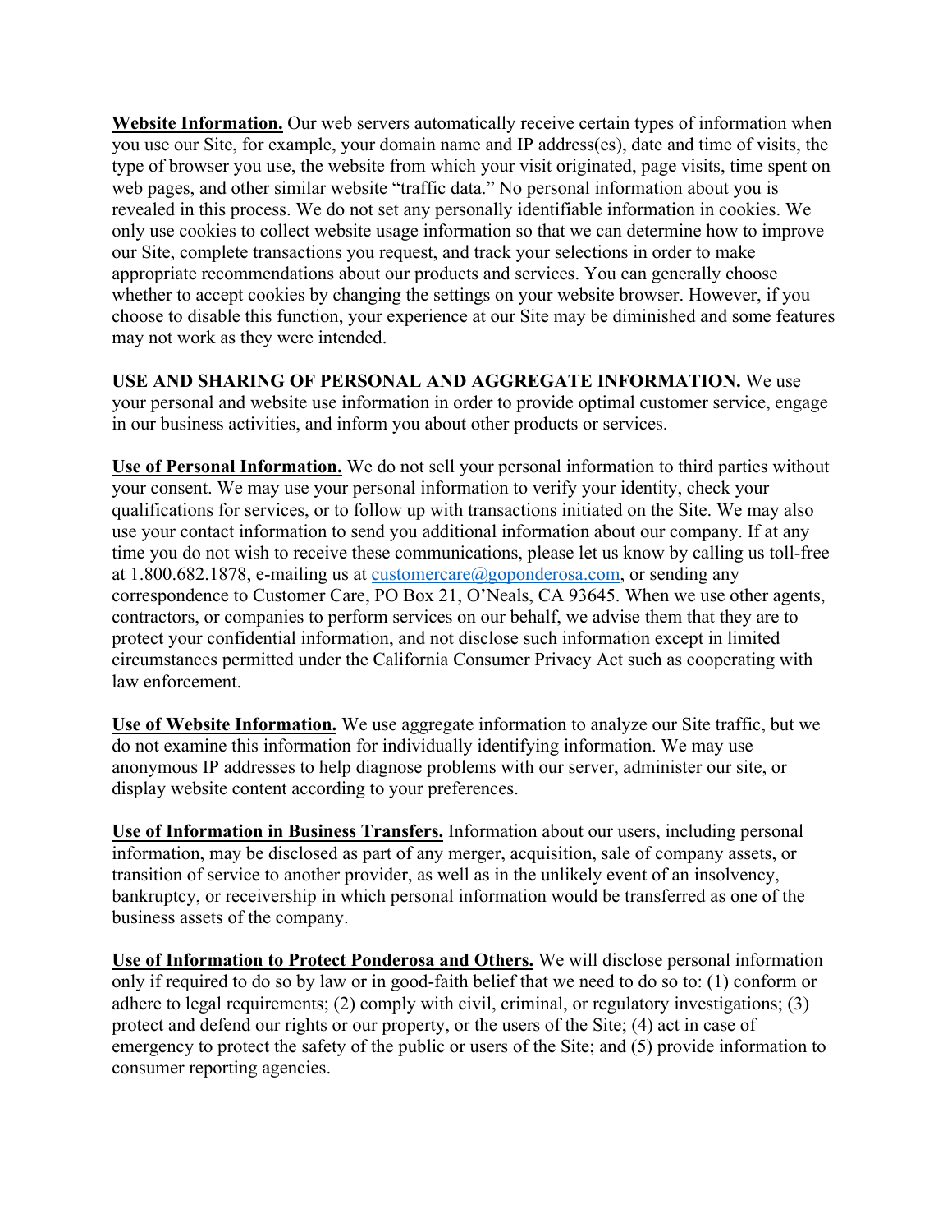**Website Information.** Our web servers automatically receive certain types of information when you use our Site, for example, your domain name and IP address(es), date and time of visits, the type of browser you use, the website from which your visit originated, page visits, time spent on web pages, and other similar website "traffic data." No personal information about you is revealed in this process. We do not set any personally identifiable information in cookies. We only use cookies to collect website usage information so that we can determine how to improve our Site, complete transactions you request, and track your selections in order to make appropriate recommendations about our products and services. You can generally choose whether to accept cookies by changing the settings on your website browser. However, if you choose to disable this function, your experience at our Site may be diminished and some features may not work as they were intended.

**USE AND SHARING OF PERSONAL AND AGGREGATE INFORMATION.** We use your personal and website use information in order to provide optimal customer service, engage in our business activities, and inform you about other products or services.

**Use of Personal Information.** We do not sell your personal information to third parties without your consent. We may use your personal information to verify your identity, check your qualifications for services, or to follow up with transactions initiated on the Site. We may also use your contact information to send you additional information about our company. If at any time you do not wish to receive these communications, please let us know by calling us toll-free at 1.800.682.1878, e-mailing us at customercare@goponderosa.com, or sending any correspondence to Customer Care, PO Box 21, O'Neals, CA 93645. When we use other agents, contractors, or companies to perform services on our behalf, we advise them that they are to protect your confidential information, and not disclose such information except in limited circumstances permitted under the California Consumer Privacy Act such as cooperating with law enforcement.

**Use of Website Information.** We use aggregate information to analyze our Site traffic, but we do not examine this information for individually identifying information. We may use anonymous IP addresses to help diagnose problems with our server, administer our site, or display website content according to your preferences.

**Use of Information in Business Transfers.** Information about our users, including personal information, may be disclosed as part of any merger, acquisition, sale of company assets, or transition of service to another provider, as well as in the unlikely event of an insolvency, bankruptcy, or receivership in which personal information would be transferred as one of the business assets of the company.

**Use of Information to Protect Ponderosa and Others.** We will disclose personal information only if required to do so by law or in good-faith belief that we need to do so to: (1) conform or adhere to legal requirements; (2) comply with civil, criminal, or regulatory investigations; (3) protect and defend our rights or our property, or the users of the Site; (4) act in case of emergency to protect the safety of the public or users of the Site; and (5) provide information to consumer reporting agencies.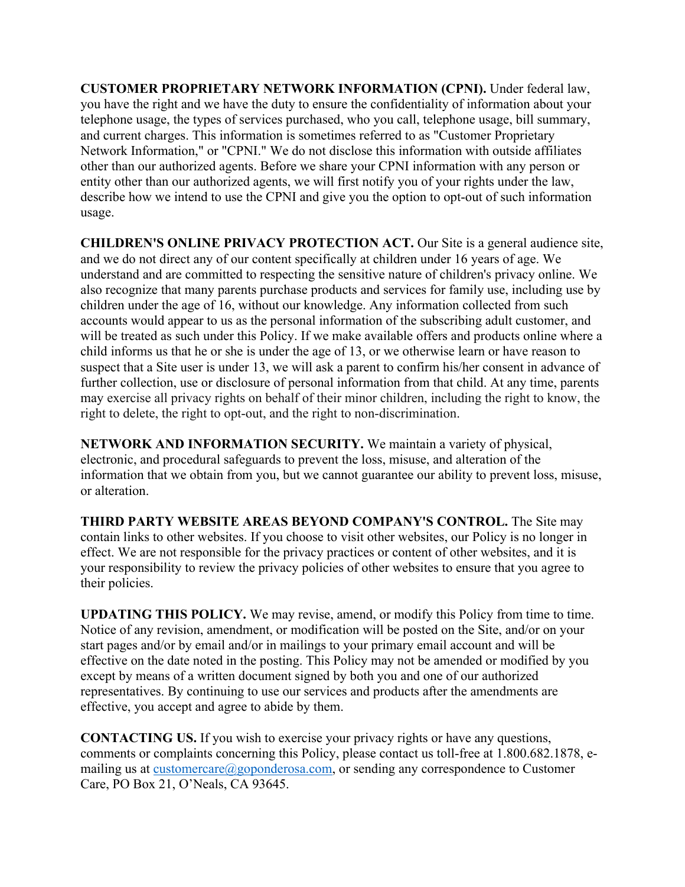**CUSTOMER PROPRIETARY NETWORK INFORMATION (CPNI).** Under federal law, you have the right and we have the duty to ensure the confidentiality of information about your telephone usage, the types of services purchased, who you call, telephone usage, bill summary, and current charges. This information is sometimes referred to as "Customer Proprietary Network Information," or "CPNI." We do not disclose this information with outside affiliates other than our authorized agents. Before we share your CPNI information with any person or entity other than our authorized agents, we will first notify you of your rights under the law, describe how we intend to use the CPNI and give you the option to opt-out of such information usage.

**CHILDREN'S ONLINE PRIVACY PROTECTION ACT.** Our Site is a general audience site, and we do not direct any of our content specifically at children under 16 years of age. We understand and are committed to respecting the sensitive nature of children's privacy online. We also recognize that many parents purchase products and services for family use, including use by children under the age of 16, without our knowledge. Any information collected from such accounts would appear to us as the personal information of the subscribing adult customer, and will be treated as such under this Policy. If we make available offers and products online where a child informs us that he or she is under the age of 13, or we otherwise learn or have reason to suspect that a Site user is under 13, we will ask a parent to confirm his/her consent in advance of further collection, use or disclosure of personal information from that child. At any time, parents may exercise all privacy rights on behalf of their minor children, including the right to know, the right to delete, the right to opt-out, and the right to non-discrimination.

**NETWORK AND INFORMATION SECURITY.** We maintain a variety of physical, electronic, and procedural safeguards to prevent the loss, misuse, and alteration of the information that we obtain from you, but we cannot guarantee our ability to prevent loss, misuse, or alteration.

**THIRD PARTY WEBSITE AREAS BEYOND COMPANY'S CONTROL.** The Site may contain links to other websites. If you choose to visit other websites, our Policy is no longer in effect. We are not responsible for the privacy practices or content of other websites, and it is your responsibility to review the privacy policies of other websites to ensure that you agree to their policies.

**UPDATING THIS POLICY.** We may revise, amend, or modify this Policy from time to time. Notice of any revision, amendment, or modification will be posted on the Site, and/or on your start pages and/or by email and/or in mailings to your primary email account and will be effective on the date noted in the posting. This Policy may not be amended or modified by you except by means of a written document signed by both you and one of our authorized representatives. By continuing to use our services and products after the amendments are effective, you accept and agree to abide by them.

**CONTACTING US.** If you wish to exercise your privacy rights or have any questions, comments or complaints concerning this Policy, please contact us toll-free at 1.800.682.1878, e-mailing us at customercare@goponderosa.com, or sending any correspondence to Customer Care, PO Box 21, O'Neals, CA 93645.